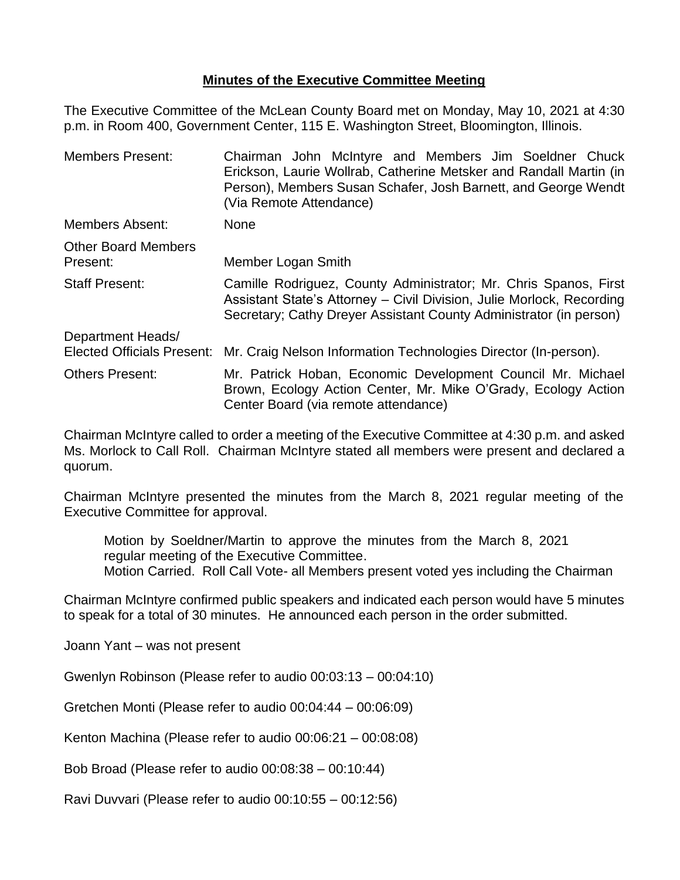# **Minutes of the Executive Committee Meeting**

The Executive Committee of the McLean County Board met on Monday, May 10, 2021 at 4:30 p.m. in Room 400, Government Center, 115 E. Washington Street, Bloomington, Illinois.

| | |
|---|---|
| Members Present: | Chairman John McIntyre and Members Jim Soeldner Chuck Erickson, Laurie Wollrab, Catherine Metsker and Randall Martin (in Person), Members Susan Schafer, Josh Barnett, and George Wendt (Via Remote Attendance) |
| Members Absent: | None |
| Other Board Members Present: | Member Logan Smith |
| Staff Present: | Camille Rodriguez, County Administrator; Mr. Chris Spanos, First Assistant State's Attorney – Civil Division, Julie Morlock, Recording Secretary; Cathy Dreyer Assistant County Administrator (in person) |
| Department Heads/ Elected Officials Present: | Mr. Craig Nelson Information Technologies Director (In-person). |
| Others Present: | Mr. Patrick Hoban, Economic Development Council Mr. Michael Brown, Ecology Action Center, Mr. Mike O'Grady, Ecology Action Center Board (via remote attendance) |

Chairman McIntyre called to order a meeting of the Executive Committee at 4:30 p.m. and asked Ms. Morlock to Call Roll. Chairman McIntyre stated all members were present and declared a quorum.

Chairman McIntyre presented the minutes from the March 8, 2021 regular meeting of the Executive Committee for approval.

> Motion by Soeldner/Martin to approve the minutes from the March 8, 2021 regular meeting of the Executive Committee.
> Motion Carried. Roll Call Vote- all Members present voted yes including the Chairman

Chairman McIntyre confirmed public speakers and indicated each person would have 5 minutes to speak for a total of 30 minutes. He announced each person in the order submitted.

Joann Yant – was not present

Gwenlyn Robinson (Please refer to audio 00:03:13 – 00:04:10)

Gretchen Monti (Please refer to audio 00:04:44 – 00:06:09)

Kenton Machina (Please refer to audio 00:06:21 – 00:08:08)

Bob Broad (Please refer to audio 00:08:38 – 00:10:44)

Ravi Duvvari (Please refer to audio 00:10:55 – 00:12:56)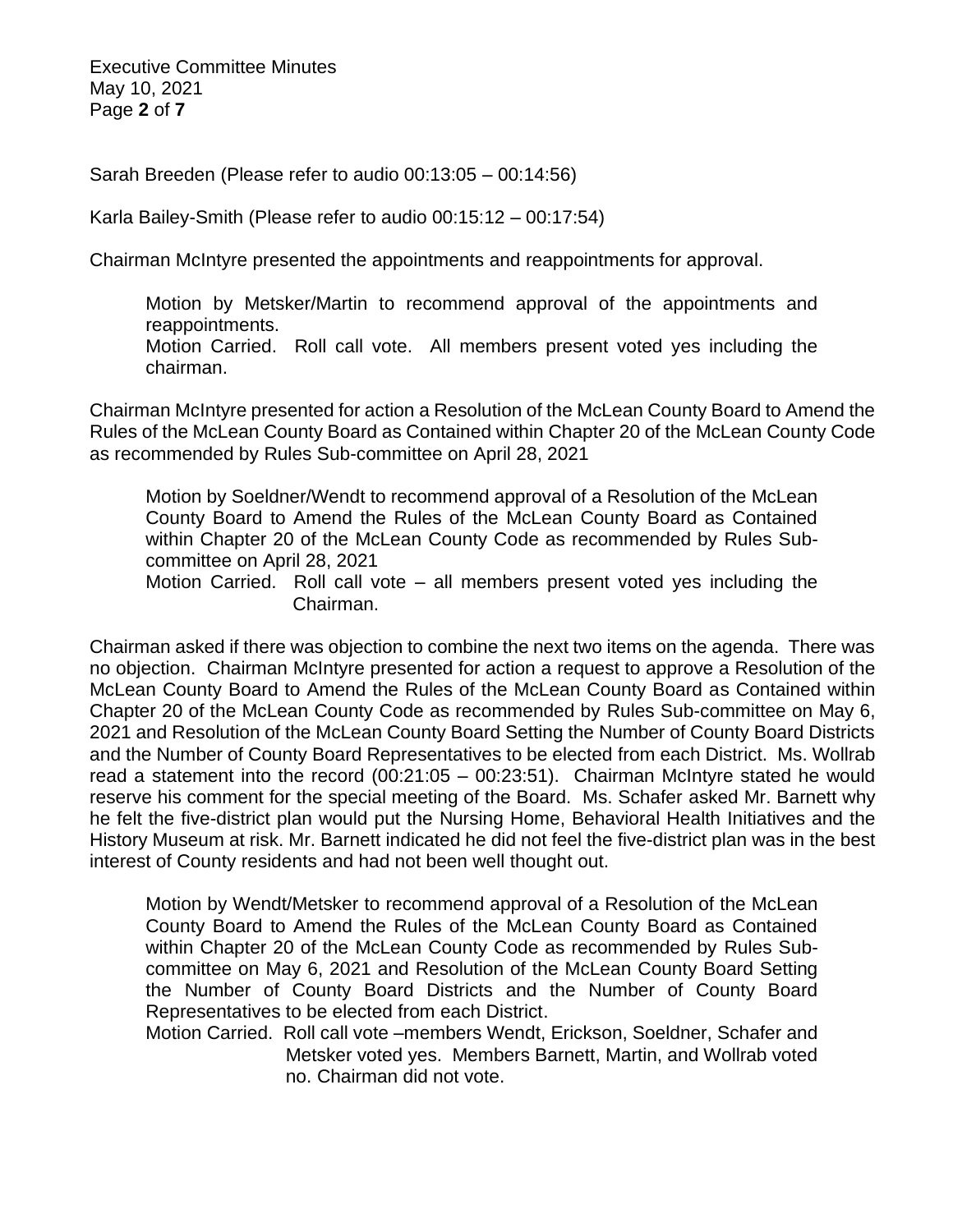Sarah Breeden (Please refer to audio 00:13:05 – 00:14:56)

Karla Bailey-Smith (Please refer to audio 00:15:12 – 00:17:54)

Chairman McIntyre presented the appointments and reappointments for approval.

> Motion by Metsker/Martin to recommend approval of the appointments and reappointments.
> Motion Carried. Roll call vote. All members present voted yes including the chairman.

Chairman McIntyre presented for action a Resolution of the McLean County Board to Amend the Rules of the McLean County Board as Contained within Chapter 20 of the McLean County Code as recommended by Rules Sub-committee on April 28, 2021

> Motion by Soeldner/Wendt to recommend approval of a Resolution of the McLean County Board to Amend the Rules of the McLean County Board as Contained within Chapter 20 of the McLean County Code as recommended by Rules Sub-committee on April 28, 2021
> Motion Carried. Roll call vote – all members present voted yes including the Chairman.

Chairman asked if there was objection to combine the next two items on the agenda. There was no objection. Chairman McIntyre presented for action a request to approve a Resolution of the McLean County Board to Amend the Rules of the McLean County Board as Contained within Chapter 20 of the McLean County Code as recommended by Rules Sub-committee on May 6, 2021 and Resolution of the McLean County Board Setting the Number of County Board Districts and the Number of County Board Representatives to be elected from each District. Ms. Wollrab read a statement into the record (00:21:05 – 00:23:51). Chairman McIntyre stated he would reserve his comment for the special meeting of the Board. Ms. Schafer asked Mr. Barnett why he felt the five-district plan would put the Nursing Home, Behavioral Health Initiatives and the History Museum at risk. Mr. Barnett indicated he did not feel the five-district plan was in the best interest of County residents and had not been well thought out.

> Motion by Wendt/Metsker to recommend approval of a Resolution of the McLean County Board to Amend the Rules of the McLean County Board as Contained within Chapter 20 of the McLean County Code as recommended by Rules Sub-committee on May 6, 2021 and Resolution of the McLean County Board Setting the Number of County Board Districts and the Number of County Board Representatives to be elected from each District.
> Motion Carried. Roll call vote –members Wendt, Erickson, Soeldner, Schafer and Metsker voted yes. Members Barnett, Martin, and Wollrab voted no. Chairman did not vote.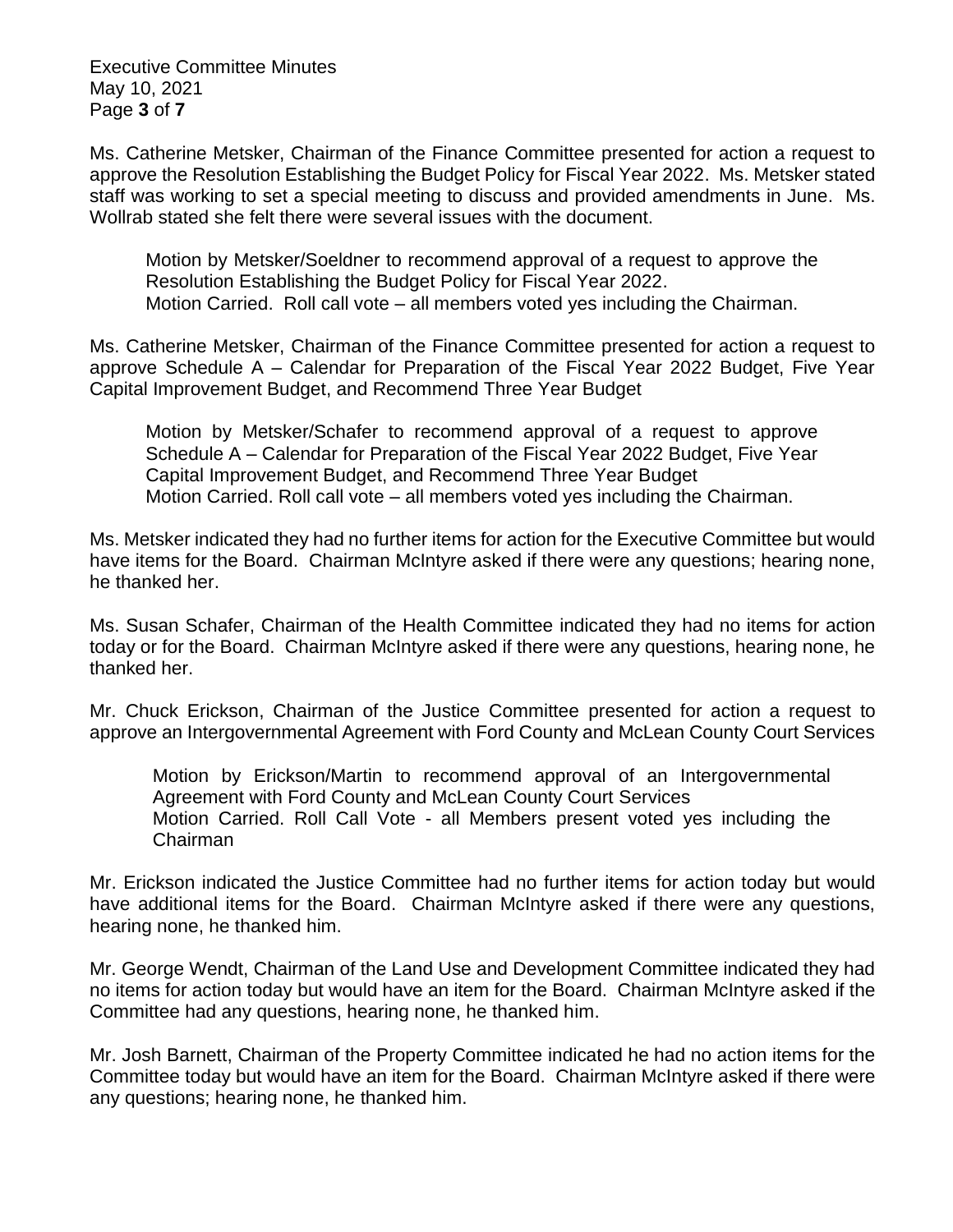Ms. Catherine Metsker, Chairman of the Finance Committee presented for action a request to approve the Resolution Establishing the Budget Policy for Fiscal Year 2022. Ms. Metsker stated staff was working to set a special meeting to discuss and provided amendments in June. Ms. Wollrab stated she felt there were several issues with the document.

> Motion by Metsker/Soeldner to recommend approval of a request to approve the Resolution Establishing the Budget Policy for Fiscal Year 2022.
> Motion Carried. Roll call vote – all members voted yes including the Chairman.

Ms. Catherine Metsker, Chairman of the Finance Committee presented for action a request to approve Schedule A – Calendar for Preparation of the Fiscal Year 2022 Budget, Five Year Capital Improvement Budget, and Recommend Three Year Budget

> Motion by Metsker/Schafer to recommend approval of a request to approve Schedule A – Calendar for Preparation of the Fiscal Year 2022 Budget, Five Year Capital Improvement Budget, and Recommend Three Year Budget
> Motion Carried. Roll call vote – all members voted yes including the Chairman.

Ms. Metsker indicated they had no further items for action for the Executive Committee but would have items for the Board. Chairman McIntyre asked if there were any questions; hearing none, he thanked her.

Ms. Susan Schafer, Chairman of the Health Committee indicated they had no items for action today or for the Board. Chairman McIntyre asked if there were any questions, hearing none, he thanked her.

Mr. Chuck Erickson, Chairman of the Justice Committee presented for action a request to approve an Intergovernmental Agreement with Ford County and McLean County Court Services

> Motion by Erickson/Martin to recommend approval of an Intergovernmental Agreement with Ford County and McLean County Court Services
> Motion Carried. Roll Call Vote - all Members present voted yes including the Chairman

Mr. Erickson indicated the Justice Committee had no further items for action today but would have additional items for the Board. Chairman McIntyre asked if there were any questions, hearing none, he thanked him.

Mr. George Wendt, Chairman of the Land Use and Development Committee indicated they had no items for action today but would have an item for the Board. Chairman McIntyre asked if the Committee had any questions, hearing none, he thanked him.

Mr. Josh Barnett, Chairman of the Property Committee indicated he had no action items for the Committee today but would have an item for the Board. Chairman McIntyre asked if there were any questions; hearing none, he thanked him.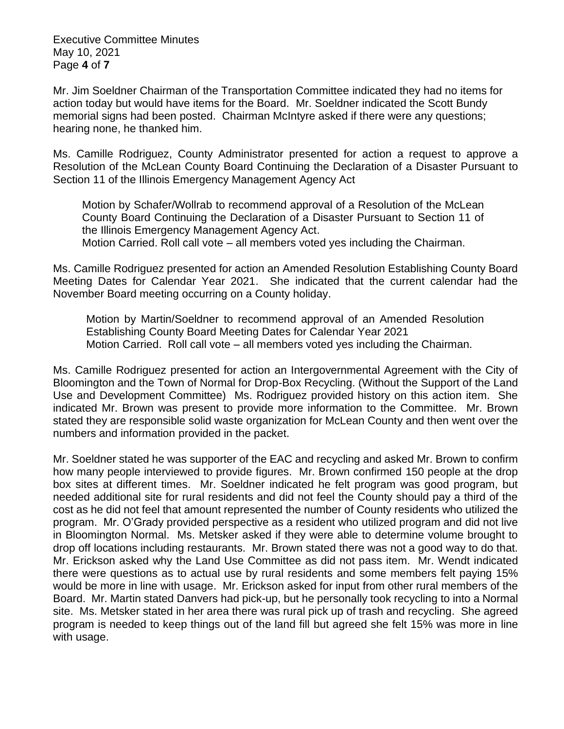Mr. Jim Soeldner Chairman of the Transportation Committee indicated they had no items for action today but would have items for the Board. Mr. Soeldner indicated the Scott Bundy memorial signs had been posted. Chairman McIntyre asked if there were any questions; hearing none, he thanked him.

Ms. Camille Rodriguez, County Administrator presented for action a request to approve a Resolution of the McLean County Board Continuing the Declaration of a Disaster Pursuant to Section 11 of the Illinois Emergency Management Agency Act

> Motion by Schafer/Wollrab to recommend approval of a Resolution of the McLean County Board Continuing the Declaration of a Disaster Pursuant to Section 11 of the Illinois Emergency Management Agency Act.
> Motion Carried. Roll call vote – all members voted yes including the Chairman.

Ms. Camille Rodriguez presented for action an Amended Resolution Establishing County Board Meeting Dates for Calendar Year 2021. She indicated that the current calendar had the November Board meeting occurring on a County holiday.

> Motion by Martin/Soeldner to recommend approval of an Amended Resolution Establishing County Board Meeting Dates for Calendar Year 2021
> Motion Carried. Roll call vote – all members voted yes including the Chairman.

Ms. Camille Rodriguez presented for action an Intergovernmental Agreement with the City of Bloomington and the Town of Normal for Drop-Box Recycling. (Without the Support of the Land Use and Development Committee) Ms. Rodriguez provided history on this action item. She indicated Mr. Brown was present to provide more information to the Committee. Mr. Brown stated they are responsible solid waste organization for McLean County and then went over the numbers and information provided in the packet.

Mr. Soeldner stated he was supporter of the EAC and recycling and asked Mr. Brown to confirm how many people interviewed to provide figures. Mr. Brown confirmed 150 people at the drop box sites at different times. Mr. Soeldner indicated he felt program was good program, but needed additional site for rural residents and did not feel the County should pay a third of the cost as he did not feel that amount represented the number of County residents who utilized the program. Mr. O'Grady provided perspective as a resident who utilized program and did not live in Bloomington Normal. Ms. Metsker asked if they were able to determine volume brought to drop off locations including restaurants. Mr. Brown stated there was not a good way to do that. Mr. Erickson asked why the Land Use Committee as did not pass item. Mr. Wendt indicated there were questions as to actual use by rural residents and some members felt paying 15% would be more in line with usage. Mr. Erickson asked for input from other rural members of the Board. Mr. Martin stated Danvers had pick-up, but he personally took recycling to into a Normal site. Ms. Metsker stated in her area there was rural pick up of trash and recycling. She agreed program is needed to keep things out of the land fill but agreed she felt 15% was more in line with usage.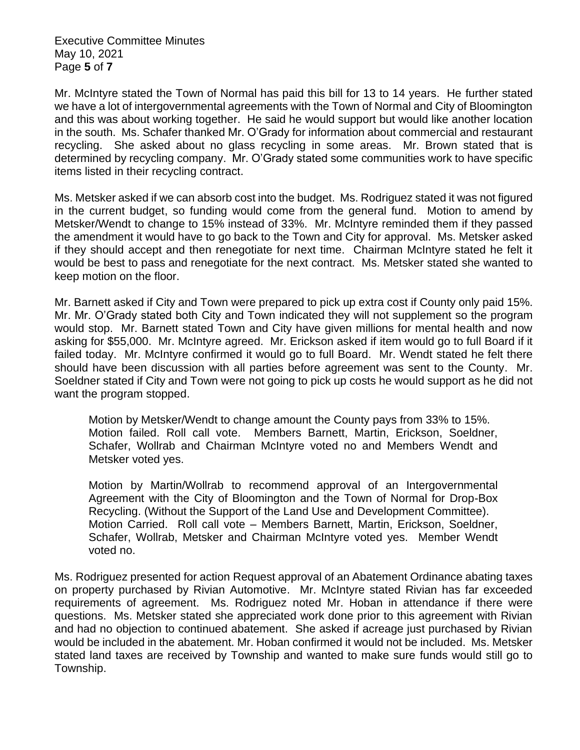Mr. McIntyre stated the Town of Normal has paid this bill for 13 to 14 years. He further stated we have a lot of intergovernmental agreements with the Town of Normal and City of Bloomington and this was about working together. He said he would support but would like another location in the south. Ms. Schafer thanked Mr. O'Grady for information about commercial and restaurant recycling. She asked about no glass recycling in some areas. Mr. Brown stated that is determined by recycling company. Mr. O'Grady stated some communities work to have specific items listed in their recycling contract.

Ms. Metsker asked if we can absorb cost into the budget. Ms. Rodriguez stated it was not figured in the current budget, so funding would come from the general fund. Motion to amend by Metsker/Wendt to change to 15% instead of 33%. Mr. McIntyre reminded them if they passed the amendment it would have to go back to the Town and City for approval. Ms. Metsker asked if they should accept and then renegotiate for next time. Chairman McIntyre stated he felt it would be best to pass and renegotiate for the next contract. Ms. Metsker stated she wanted to keep motion on the floor.

Mr. Barnett asked if City and Town were prepared to pick up extra cost if County only paid 15%. Mr. Mr. O'Grady stated both City and Town indicated they will not supplement so the program would stop. Mr. Barnett stated Town and City have given millions for mental health and now asking for $55,000. Mr. McIntyre agreed. Mr. Erickson asked if item would go to full Board if it failed today. Mr. McIntyre confirmed it would go to full Board. Mr. Wendt stated he felt there should have been discussion with all parties before agreement was sent to the County. Mr. Soeldner stated if City and Town were not going to pick up costs he would support as he did not want the program stopped.

> Motion by Metsker/Wendt to change amount the County pays from 33% to 15%. Motion failed. Roll call vote. Members Barnett, Martin, Erickson, Soeldner, Schafer, Wollrab and Chairman McIntyre voted no and Members Wendt and Metsker voted yes.
>
> Motion by Martin/Wollrab to recommend approval of an Intergovernmental Agreement with the City of Bloomington and the Town of Normal for Drop-Box Recycling. (Without the Support of the Land Use and Development Committee). Motion Carried. Roll call vote – Members Barnett, Martin, Erickson, Soeldner, Schafer, Wollrab, Metsker and Chairman McIntyre voted yes. Member Wendt voted no.

Ms. Rodriguez presented for action Request approval of an Abatement Ordinance abating taxes on property purchased by Rivian Automotive. Mr. McIntyre stated Rivian has far exceeded requirements of agreement. Ms. Rodriguez noted Mr. Hoban in attendance if there were questions. Ms. Metsker stated she appreciated work done prior to this agreement with Rivian and had no objection to continued abatement. She asked if acreage just purchased by Rivian would be included in the abatement. Mr. Hoban confirmed it would not be included. Ms. Metsker stated land taxes are received by Township and wanted to make sure funds would still go to Township.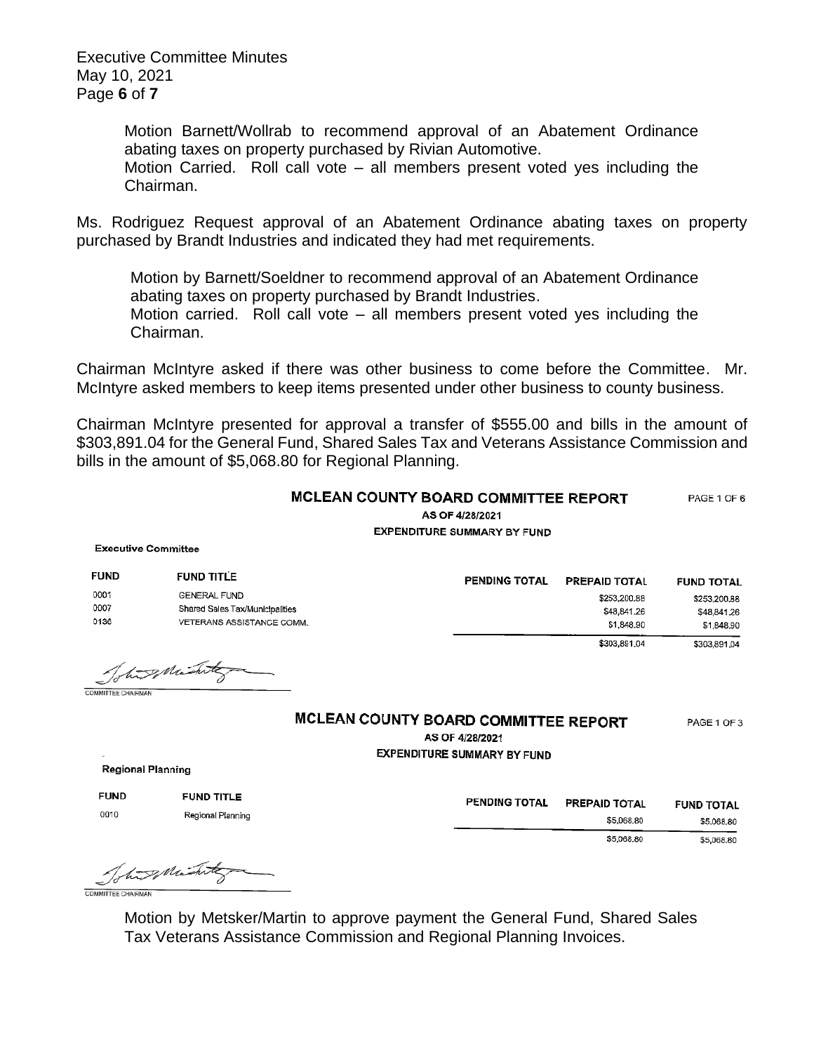Motion Barnett/Wollrab to recommend approval of an Abatement Ordinance abating taxes on property purchased by Rivian Automotive.
Motion Carried. Roll call vote – all members present voted yes including the Chairman.

Ms. Rodriguez Request approval of an Abatement Ordinance abating taxes on property purchased by Brandt Industries and indicated they had met requirements.

Motion by Barnett/Soeldner to recommend approval of an Abatement Ordinance abating taxes on property purchased by Brandt Industries.
Motion carried. Roll call vote – all members present voted yes including the Chairman.

Chairman McIntyre asked if there was other business to come before the Committee. Mr. McIntyre asked members to keep items presented under other business to county business.

Chairman McIntyre presented for approval a transfer of $555.00 and bills in the amount of $303,891.04 for the General Fund, Shared Sales Tax and Veterans Assistance Commission and bills in the amount of $5,068.80 for Regional Planning.

**MCLEAN COUNTY BOARD COMMITTEE REPORT** PAGE 1 OF 6
AS OF 4/28/2021
EXPENDITURE SUMMARY BY FUND

**Executive Committee**

| FUND | FUND TITLE | PENDING TOTAL | PREPAID TOTAL | FUND TOTAL |
|---|---|---|---|---|
| 0001 | GENERAL FUND | | $253,200.88 | $253,200.88 |
| 0007 | Shared Sales Tax/Municipalities | | $48,841.26 | $48,841.26 |
| 0136 | VETERANS ASSISTANCE COMM. | | $1,848.90 | $1,848.90 |
| | | | $303,891.04 | $303,891.04 |

COMMITTEE CHAIRMAN

**MCLEAN COUNTY BOARD COMMITTEE REPORT** PAGE 1 OF 3
AS OF 4/28/2021
EXPENDITURE SUMMARY BY FUND

**Regional Planning**

| FUND | FUND TITLE | PENDING TOTAL | PREPAID TOTAL | FUND TOTAL |
|---|---|---|---|---|
| 0010 | Regional Planning | | $5,068.80 | $5,068.80 |
| | | | $5,068.80 | $5,068.80 |

COMMITTEE CHAIRMAN

Motion by Metsker/Martin to approve payment the General Fund, Shared Sales Tax Veterans Assistance Commission and Regional Planning Invoices.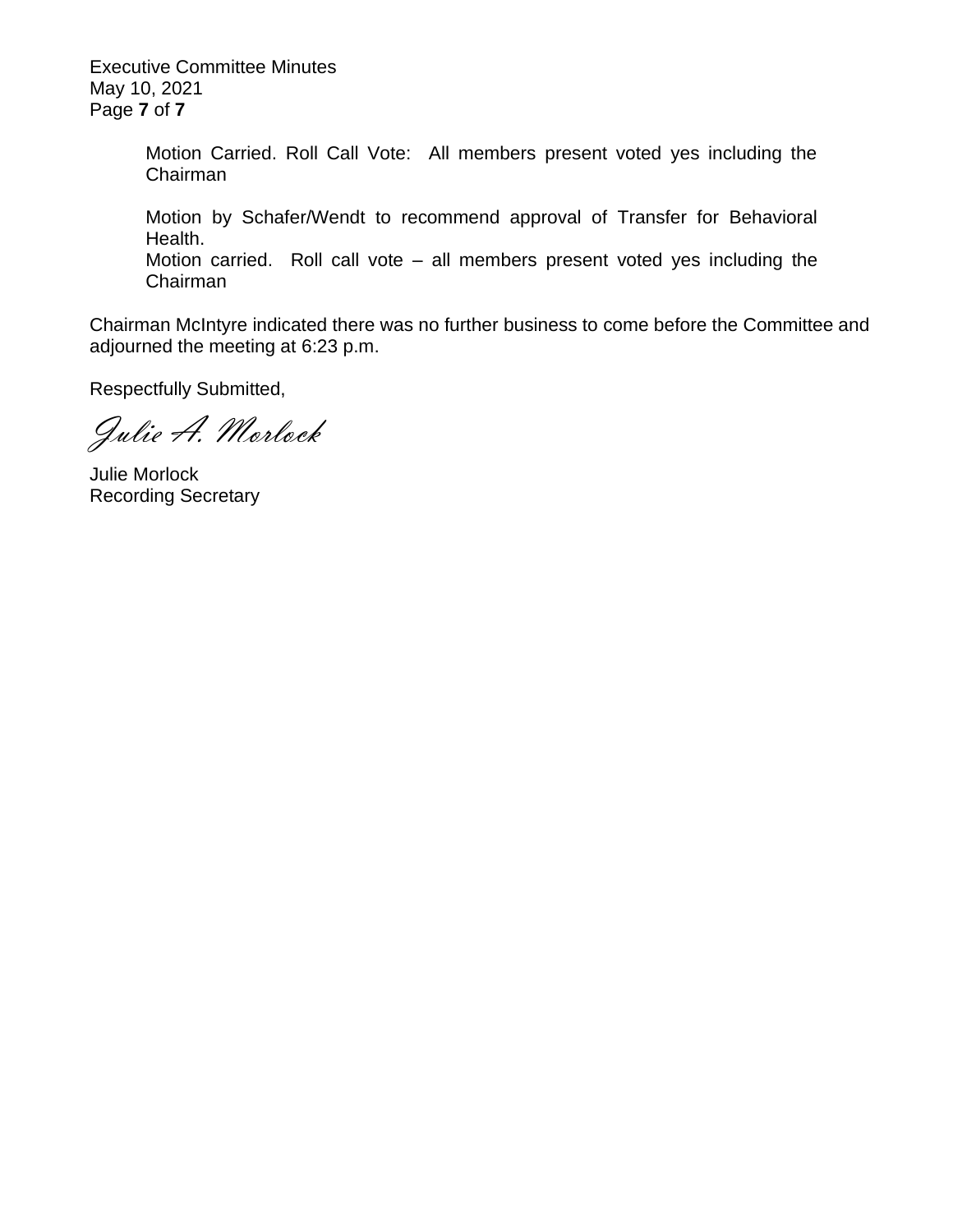Motion Carried. Roll Call Vote: All members present voted yes including the Chairman

Motion by Schafer/Wendt to recommend approval of Transfer for Behavioral Health.
Motion carried. Roll call vote – all members present voted yes including the Chairman

Chairman McIntyre indicated there was no further business to come before the Committee and adjourned the meeting at 6:23 p.m.

Respectfully Submitted,

*Julie A. Morlock*

Julie Morlock
Recording Secretary